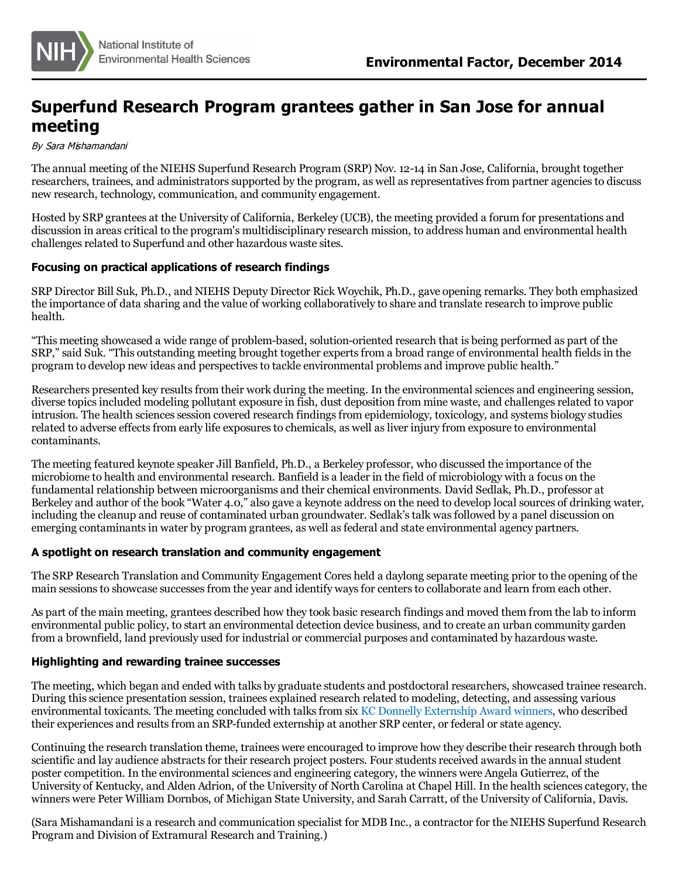# Superfund Research Program grantees gather in San Jose for annual meeting

*By Sara Mishamandani*

The annual meeting of the NIEHS Superfund Research Program (SRP) Nov. 12-14 in San Jose, California, brought together researchers, trainees, and administrators supported by the program, as well as representatives from partner agencies to discuss new research, technology, communication, and community engagement.

Hosted by SRP grantees at the University of California, Berkeley (UCB), the meeting provided a forum for presentations and discussion in areas critical to the program's multidisciplinary research mission, to address human and environmental health challenges related to Superfund and other hazardous waste sites.

### Focusing on practical applications of research findings

SRP Director Bill Suk, Ph.D., and NIEHS Deputy Director Rick Woychik, Ph.D., gave opening remarks. They both emphasized the importance of data sharing and the value of working collaboratively to share and translate research to improve public health.

"This meeting showcased a wide range of problem-based, solution-oriented research that is being performed as part of the SRP," said Suk. "This outstanding meeting brought together experts from a broad range of environmental health fields in the program to develop new ideas and perspectives to tackle environmental problems and improve public health."

Researchers presented key results from their work during the meeting. In the environmental sciences and engineering session, diverse topics included modeling pollutant exposure in fish, dust deposition from mine waste, and challenges related to vapor intrusion. The health sciences session covered research findings from epidemiology, toxicology, and systems biology studies related to adverse effects from early life exposures to chemicals, as well as liver injury from exposure to environmental contaminants.

The meeting featured keynote speaker Jill Banfield, Ph.D., a Berkeley professor, who discussed the importance of the microbiome to health and environmental research. Banfield is a leader in the field of microbiology with a focus on the fundamental relationship between microorganisms and their chemical environments. David Sedlak, Ph.D., professor at Berkeley and author of the book "Water 4.0," also gave a keynote address on the need to develop local sources of drinking water, including the cleanup and reuse of contaminated urban groundwater. Sedlak's talk was followed by a panel discussion on emerging contaminants in water by program grantees, as well as federal and state environmental agency partners.

### A spotlight on research translation and community engagement

The SRP Research Translation and Community Engagement Cores held a daylong separate meeting prior to the opening of the main sessions to showcase successes from the year and identify ways for centers to collaborate and learn from each other.

As part of the main meeting, grantees described how they took basic research findings and moved them from the lab to inform environmental public policy, to start an environmental detection device business, and to create an urban community garden from a brownfield, land previously used for industrial or commercial purposes and contaminated by hazardous waste.

### Highlighting and rewarding trainee successes

The meeting, which began and ended with talks by graduate students and postdoctoral researchers, showcased trainee research. During this science presentation session, trainees explained research related to modeling, detecting, and assessing various environmental toxicants. The meeting concluded with talks from six KC Donnelly Externship Award winners, who described their experiences and results from an SRP-funded externship at another SRP center, or federal or state agency.

Continuing the research translation theme, trainees were encouraged to improve how they describe their research through both scientific and lay audience abstracts for their research project posters. Four students received awards in the annual student poster competition. In the environmental sciences and engineering category, the winners were Angela Gutierrez, of the University of Kentucky, and Alden Adrion, of the University of North Carolina at Chapel Hill. In the health sciences category, the winners were Peter William Dornbos, of Michigan State University, and Sarah Carratt, of the University of California, Davis.

(Sara Mishamandani is a research and communication specialist for MDB Inc., a contractor for the NIEHS Superfund Research Program and Division of Extramural Research and Training.)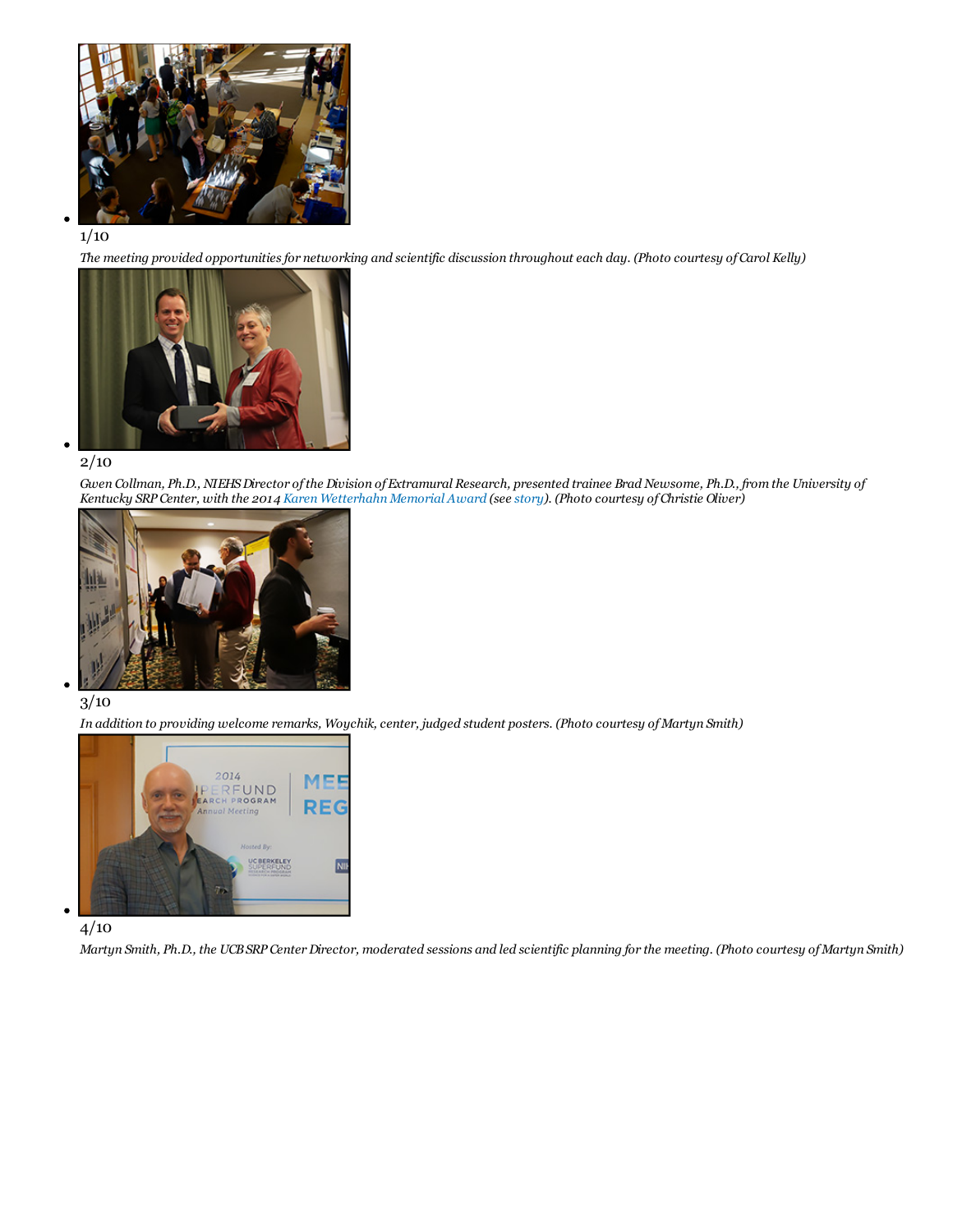- 1/10

  *The meeting provided opportunities for networking and scientific discussion throughout each day. (Photo courtesy of Carol Kelly)*

- 2/10

  *Gwen Collman, Ph.D., NIEHS Director of the Division of Extramural Research, presented trainee Brad Newsome, Ph.D., from the University of Kentucky SRP Center, with the 2014 Karen Wetterhahn Memorial Award (see story). (Photo courtesy of Christie Oliver)*

- 3/10

  *In addition to providing welcome remarks, Woychik, center, judged student posters. (Photo courtesy of Martyn Smith)*

- 4/10

  *Martyn Smith, Ph.D., the UCB SRP Center Director, moderated sessions and led scientific planning for the meeting. (Photo courtesy of Martyn Smith)*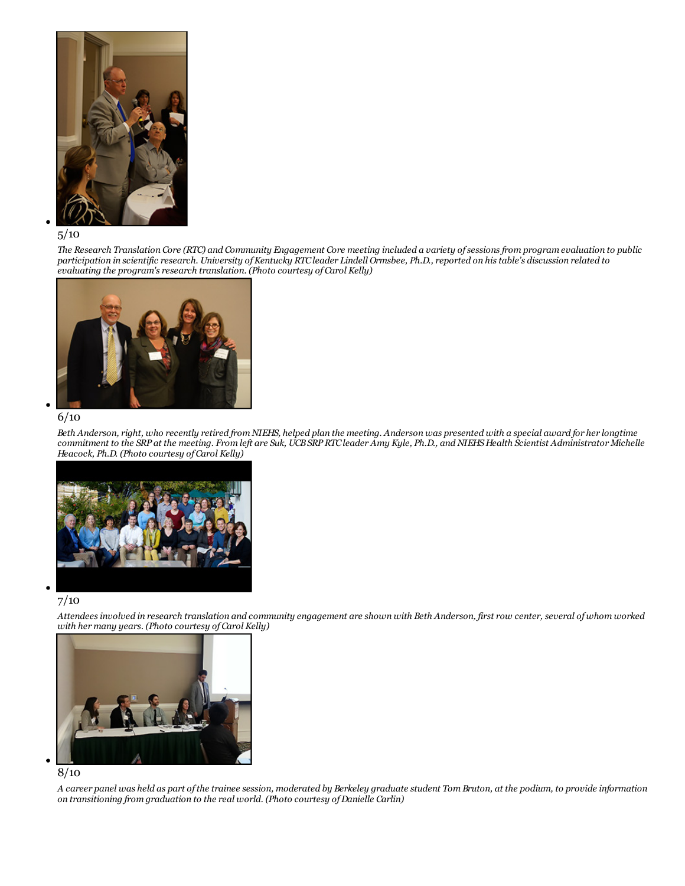- 5/10

  *The Research Translation Core (RTC) and Community Engagement Core meeting included a variety of sessions from program evaluation to public participation in scientific research. University of Kentucky RTC leader Lindell Ormsbee, Ph.D., reported on his table's discussion related to evaluating the program's research translation. (Photo courtesy of Carol Kelly)*

- 6/10

  *Beth Anderson, right, who recently retired from NIEHS, helped plan the meeting. Anderson was presented with a special award for her longtime commitment to the SRP at the meeting. From left are Suk, UCB SRP RTC leader Amy Kyle, Ph.D., and NIEHS Health Scientist Administrator Michelle Heacock, Ph.D. (Photo courtesy of Carol Kelly)*

- 7/10

  *Attendees involved in research translation and community engagement are shown with Beth Anderson, first row center, several of whom worked with her many years. (Photo courtesy of Carol Kelly)*

- 8/10

  *A career panel was held as part of the trainee session, moderated by Berkeley graduate student Tom Bruton, at the podium, to provide information on transitioning from graduation to the real world. (Photo courtesy of Danielle Carlin)*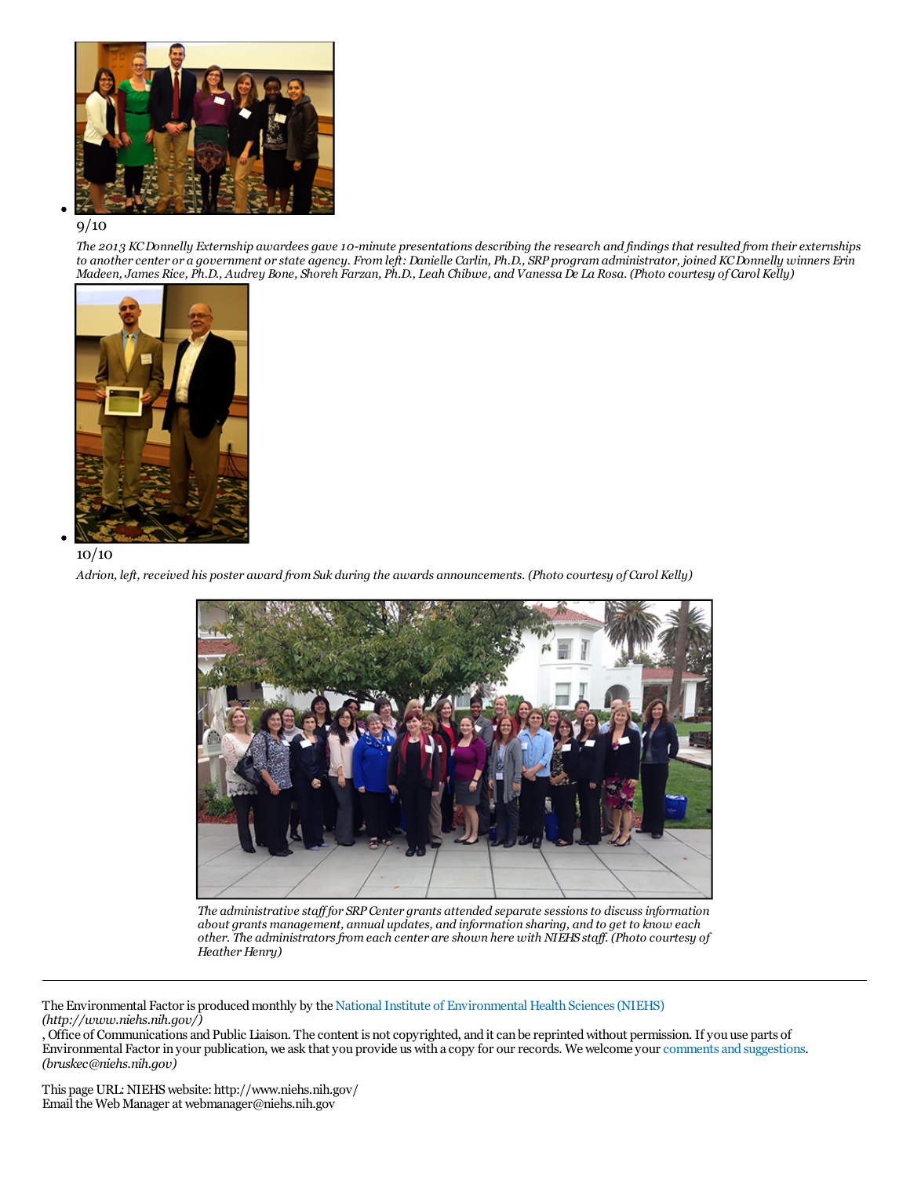- 9/10

  *The 2013 KC Donnelly Externship awardees gave 10-minute presentations describing the research and findings that resulted from their externships to another center or a government or state agency. From left: Danielle Carlin, Ph.D., SRP program administrator, joined KC Donnelly winners Erin Madeen, James Rice, Ph.D., Audrey Bone, Shoreh Farzan, Ph.D., Leah Chibwe, and Vanessa De La Rosa. (Photo courtesy of Carol Kelly)*

- 10/10

  *Adrion, left, received his poster award from Suk during the awards announcements. (Photo courtesy of Carol Kelly)*

*The administrative staff for SRP Center grants attended separate sessions to discuss information about grants management, annual updates, and information sharing, and to get to know each other. The administrators from each center are shown here with NIEHS staff. (Photo courtesy of Heather Henry)*

---

The Environmental Factor is produced monthly by the National Institute of Environmental Health Sciences (NIEHS)
*(http://www.niehs.nih.gov/)*
, Office of Communications and Public Liaison. The content is not copyrighted, and it can be reprinted without permission. If you use parts of Environmental Factor in your publication, we ask that you provide us with a copy for our records. We welcome your comments and suggestions.
*(bruskec@niehs.nih.gov)*

This page URL: NIEHS website: http://www.niehs.nih.gov/
Email the Web Manager at webmanager@niehs.nih.gov